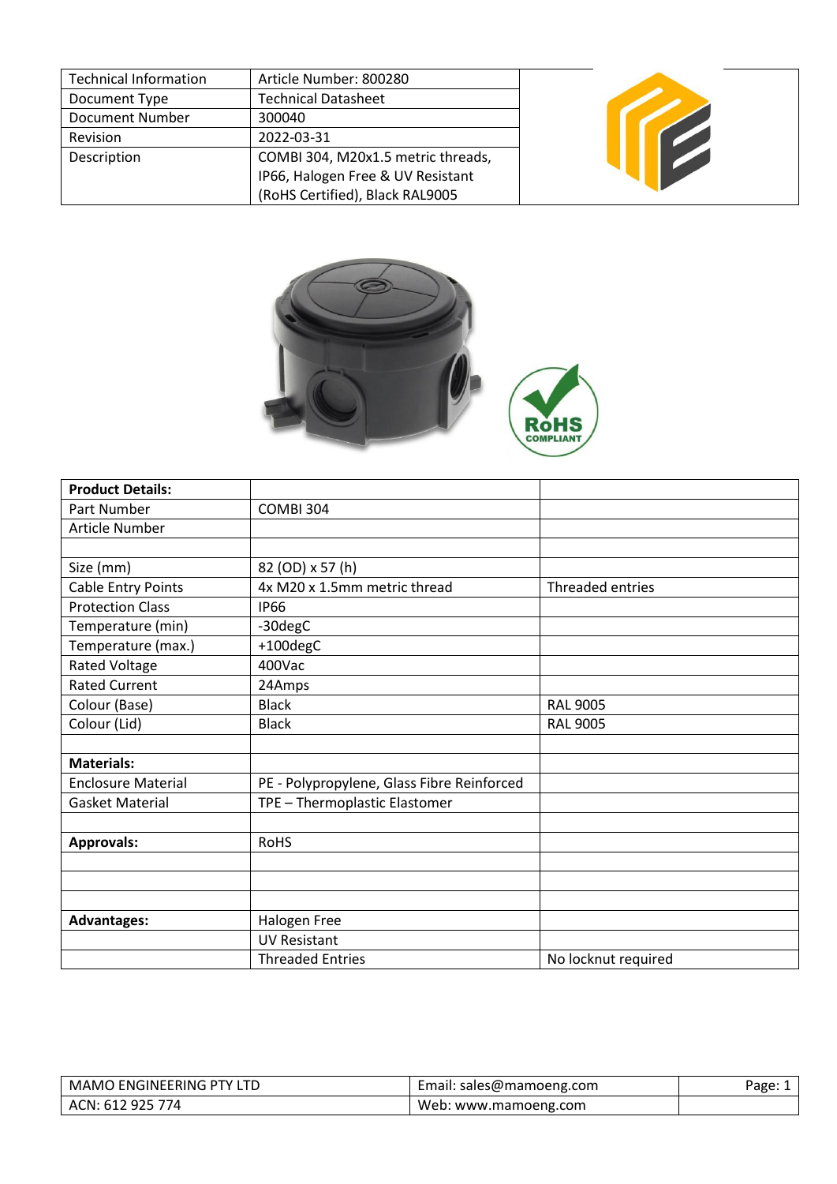| Technical Information | Article Number: 800280 |
|---|---|
| Document Type | Technical Datasheet |
| Document Number | 300040 |
| Revision | 2022-03-31 |
| Description | COMBI 304, M20x1.5 metric threads, IP66, Halogen Free & UV Resistant (RoHS Certified), Black RAL9005 |

| **Product Details:** | | |
|---|---|---|
| Part Number | COMBI 304 | |
| Article Number | | |
| | | |
| Size (mm) | 82 (OD) x 57 (h) | |
| Cable Entry Points | 4x M20 x 1.5mm metric thread | Threaded entries |
| Protection Class | IP66 | |
| Temperature (min) | -30degC | |
| Temperature (max.) | +100degC | |
| Rated Voltage | 400Vac | |
| Rated Current | 24Amps | |
| Colour (Base) | Black | RAL 9005 |
| Colour (Lid) | Black | RAL 9005 |
| | | |
| **Materials:** | | |
| Enclosure Material | PE - Polypropylene, Glass Fibre Reinforced | |
| Gasket Material | TPE – Thermoplastic Elastomer | |
| | | |
| **Approvals:** | RoHS | |
| | | |
| | | |
| | | |
| **Advantages:** | Halogen Free | |
| | UV Resistant | |
| | Threaded Entries | No locknut required |

| MAMO ENGINEERING PTY LTD | Email: sales@mamoeng.com |
|---|---|
| ACN: 612 925 774 | Web: www.mamoeng.com |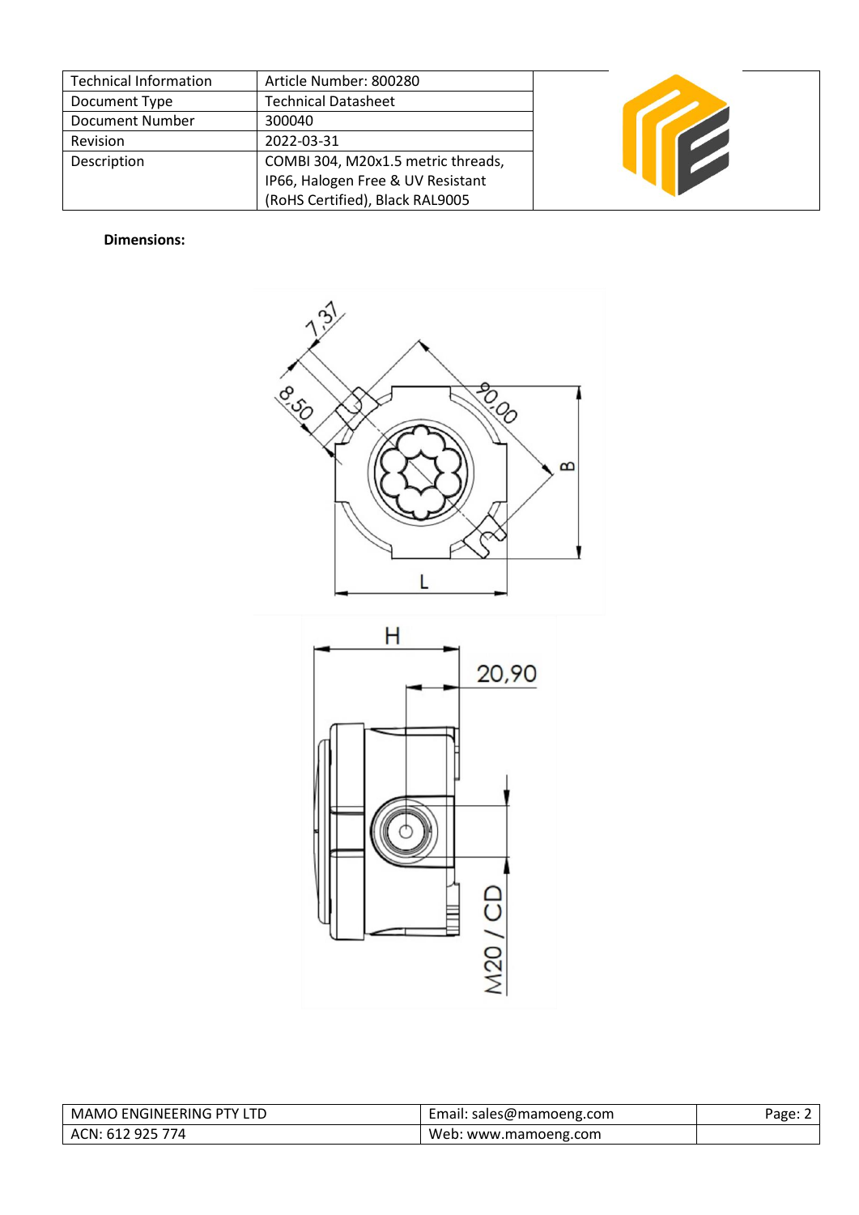| Technical Information | Article Number: 800280 |
| --- | --- |
| Document Type | Technical Datasheet |
| Document Number | 300040 |
| Revision | 2022-03-31 |
| Description | COMBI 304, M20x1.5 metric threads, IP66, Halogen Free & UV Resistant (RoHS Certified), Black RAL9005 |

**Dimensions:**

7,37

8,50

90,00

B

L

H

20,90

M20 / CD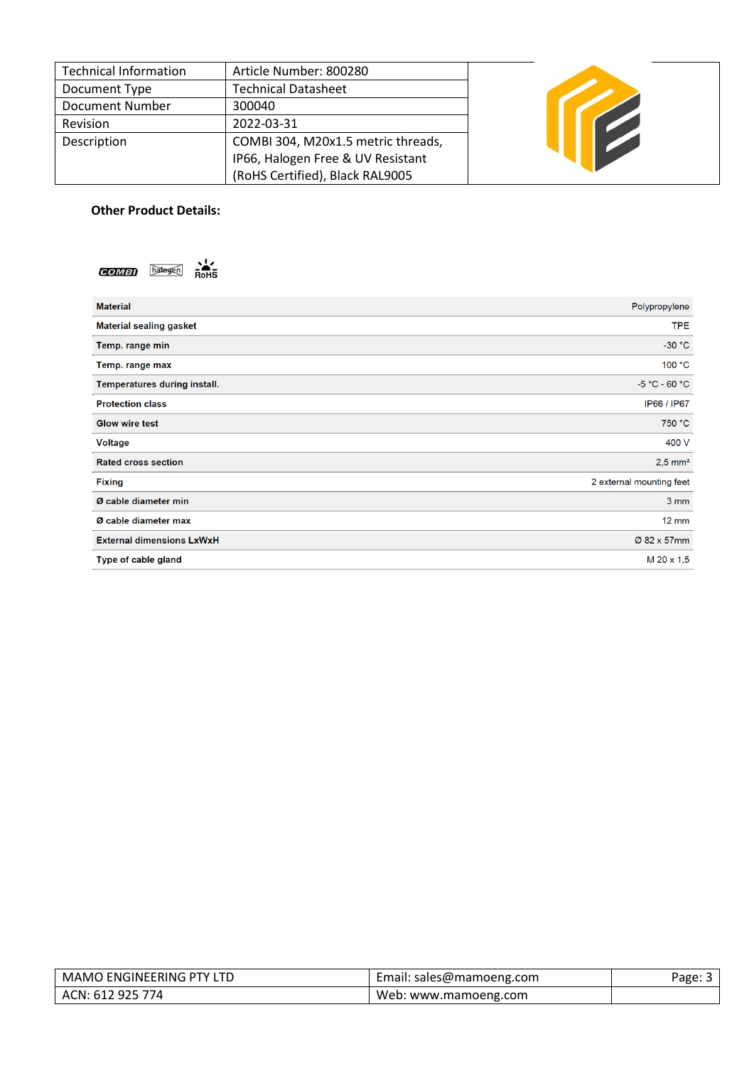| Technical Information | Article Number: 800280 |
|---|---|
| Document Type | Technical Datasheet |
| Document Number | 300040 |
| Revision | 2022-03-31 |
| Description | COMBI 304, M20x1.5 metric threads, IP66, Halogen Free & UV Resistant (RoHS Certified), Black RAL9005 |

**Other Product Details:**

COMBI halogen RoHS

| Material | Polypropylene |
|---|---|
| Material sealing gasket | TPE |
| Temp. range min | -30 °C |
| Temp. range max | 100 °C |
| Temperatures during install. | -5 °C - 60 °C |
| Protection class | IP66 / IP67 |
| Glow wire test | 750 °C |
| Voltage | 400 V |
| Rated cross section | 2,5 mm² |
| Fixing | 2 external mounting feet |
| Ø cable diameter min | 3 mm |
| Ø cable diameter max | 12 mm |
| External dimensions LxWxH | Ø 82 x 57mm |
| Type of cable gland | M 20 x 1,5 |

| MAMO ENGINEERING PTY LTD | Email: sales@mamoeng.com |
|---|---|
| ACN: 612 925 774 | Web: www.mamoeng.com |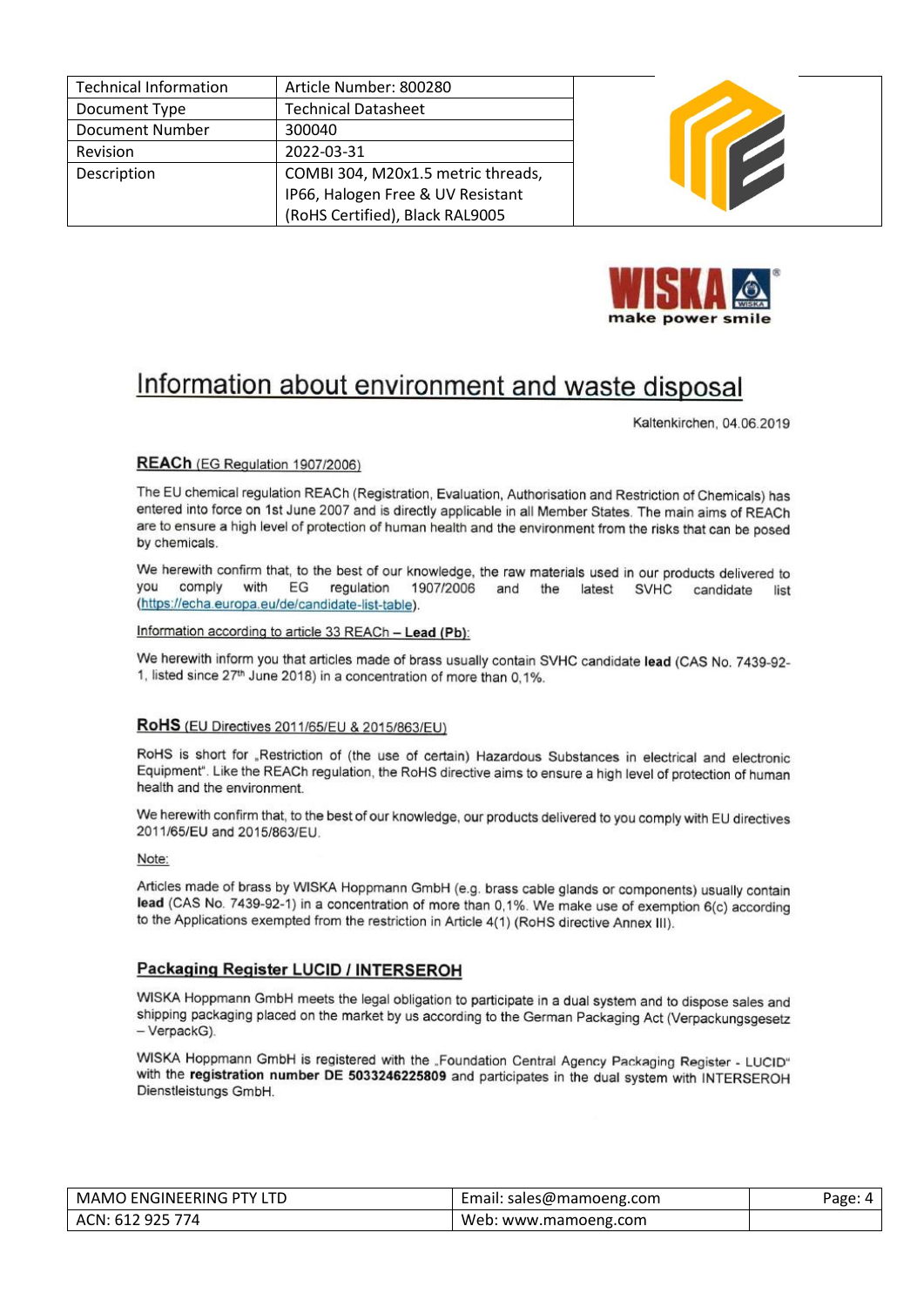| Technical Information | Article Number: 800280 |
| --- | --- |
| Document Type | Technical Datasheet |
| Document Number | 300040 |
| Revision | 2022-03-31 |
| Description | COMBI 304, M20x1.5 metric threads, IP66, Halogen Free & UV Resistant (RoHS Certified), Black RAL9005 |

WISKA make power smile

# Information about environment and waste disposal

Kaltenkirchen, 04.06.2019

## REACh (EG Regulation 1907/2006)

The EU chemical regulation REACh (Registration, Evaluation, Authorisation and Restriction of Chemicals) has entered into force on 1st June 2007 and is directly applicable in all Member States. The main aims of REACh are to ensure a high level of protection of human health and the environment from the risks that can be posed by chemicals.

We herewith confirm that, to the best of our knowledge, the raw materials used in our products delivered to you comply with EG regulation 1907/2006 and the latest SVHC candidate list (https://echa.europa.eu/de/candidate-list-table).

Information according to article 33 REACh – **Lead (Pb)**:

We herewith inform you that articles made of brass usually contain SVHC candidate **lead** (CAS No. 7439-92-1, listed since 27th June 2018) in a concentration of more than 0,1%.

## RoHS (EU Directives 2011/65/EU & 2015/863/EU)

RoHS is short for „Restriction of (the use of certain) Hazardous Substances in electrical and electronic Equipment". Like the REACh regulation, the RoHS directive aims to ensure a high level of protection of human health and the environment.

We herewith confirm that, to the best of our knowledge, our products delivered to you comply with EU directives 2011/65/EU and 2015/863/EU.

Note:

Articles made of brass by WISKA Hoppmann GmbH (e.g. brass cable glands or components) usually contain **lead** (CAS No. 7439-92-1) in a concentration of more than 0,1%. We make use of exemption 6(c) according to the Applications exempted from the restriction in Article 4(1) (RoHS directive Annex III).

## Packaging Register LUCID / INTERSEROH

WISKA Hoppmann GmbH meets the legal obligation to participate in a dual system and to dispose sales and shipping packaging placed on the market by us according to the German Packaging Act (Verpackungsgesetz – VerpackG).

WISKA Hoppmann GmbH is registered with the „Foundation Central Agency Packaging Register - LUCID" with the **registration number DE 5033246225809** and participates in the dual system with INTERSEROH Dienstleistungs GmbH.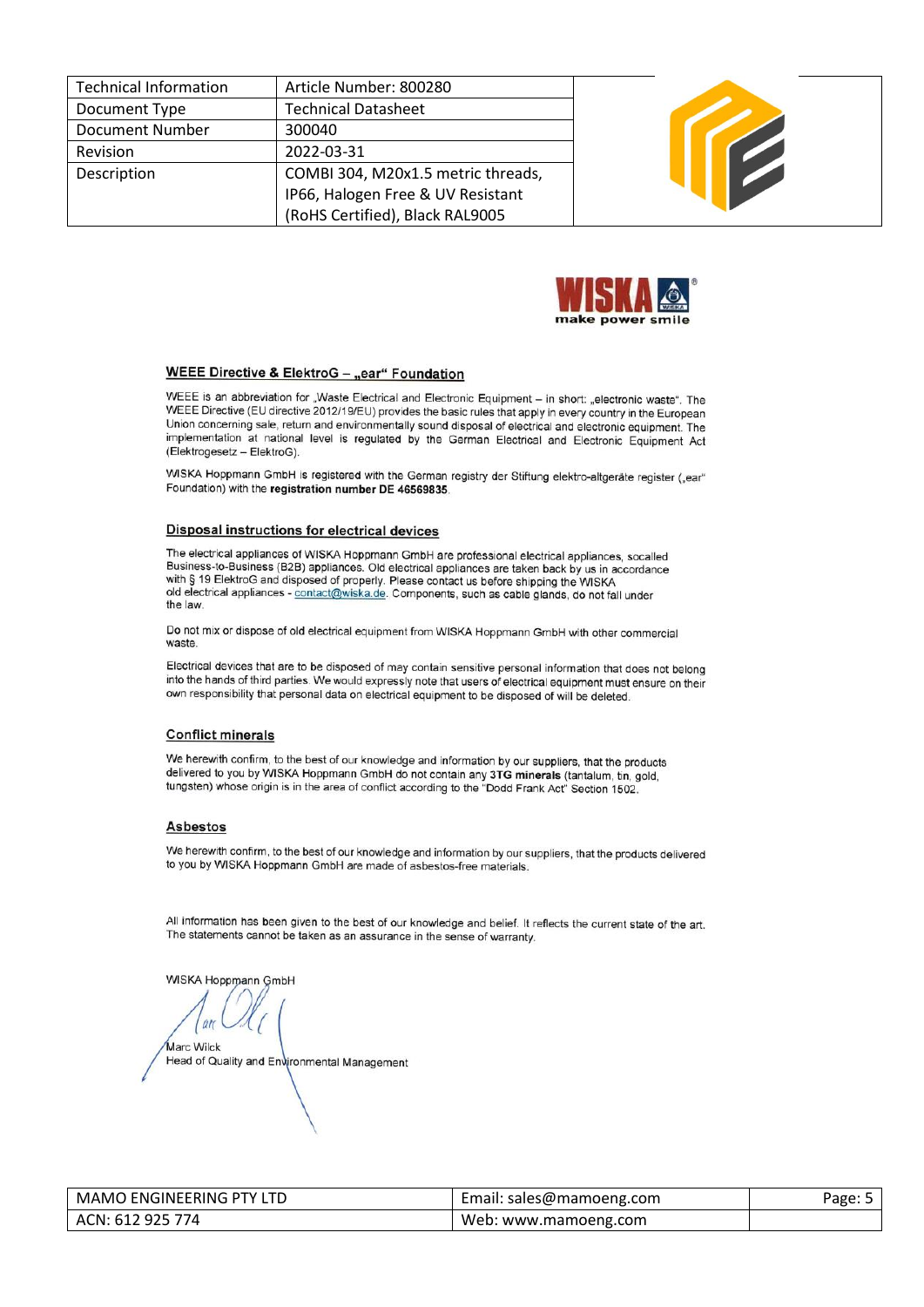| | |
|---|---|
| Technical Information | Article Number: 800280 |
| Document Type | Technical Datasheet |
| Document Number | 300040 |
| Revision | 2022-03-31 |
| Description | COMBI 304, M20x1.5 metric threads, IP66, Halogen Free & UV Resistant (RoHS Certified), Black RAL9005 |

WISKA
make power smile

## WEEE Directive & ElektroG – „ear" Foundation

WEEE is an abbreviation for „Waste Electrical and Electronic Equipment – in short: „electronic waste". The WEEE Directive (EU directive 2012/19/EU) provides the basic rules that apply in every country in the European Union concerning sale, return and environmentally sound disposal of electrical and electronic equipment. The implementation at national level is regulated by the German Electrical and Electronic Equipment Act (Elektrogesetz – ElektroG).

WISKA Hoppmann GmbH is registered with the German registry der Stiftung elektro-altgeräte register („ear" Foundation) with the **registration number DE 46569835**.

## Disposal instructions for electrical devices

The electrical appliances of WISKA Hoppmann GmbH are professional electrical appliances, socalled Business-to-Business (B2B) appliances. Old electrical appliances are taken back by us in accordance with § 19 ElektroG and disposed of properly. Please contact us before shipping the WISKA old electrical appliances - contact@wiska.de. Components, such as cable glands, do not fall under the law.

Do not mix or dispose of old electrical equipment from WISKA Hoppmann GmbH with other commercial waste.

Electrical devices that are to be disposed of may contain sensitive personal information that does not belong into the hands of third parties. We would expressly note that users of electrical equipment must ensure on their own responsibility that personal data on electrical equipment to be disposed of will be deleted.

## Conflict minerals

We herewith confirm, to the best of our knowledge and information by our suppliers, that the products delivered to you by WISKA Hoppmann GmbH do not contain any **3TG minerals** (tantalum, tin, gold, tungsten) whose origin is in the area of conflict according to the "Dodd Frank Act" Section 1502.

## Asbestos

We herewith confirm, to the best of our knowledge and information by our suppliers, that the products delivered to you by WISKA Hoppmann GmbH are made of asbestos-free materials.

All information has been given to the best of our knowledge and belief. It reflects the current state of the art. The statements cannot be taken as an assurance in the sense of warranty.

WISKA Hoppmann GmbH

Marc Wilck
Head of Quality and Environmental Management

| | | |
|---|---|---|
| MAMO ENGINEERING PTY LTD | Email: sales@mamoeng.com | |
| ACN: 612 925 774 | Web: www.mamoeng.com | |